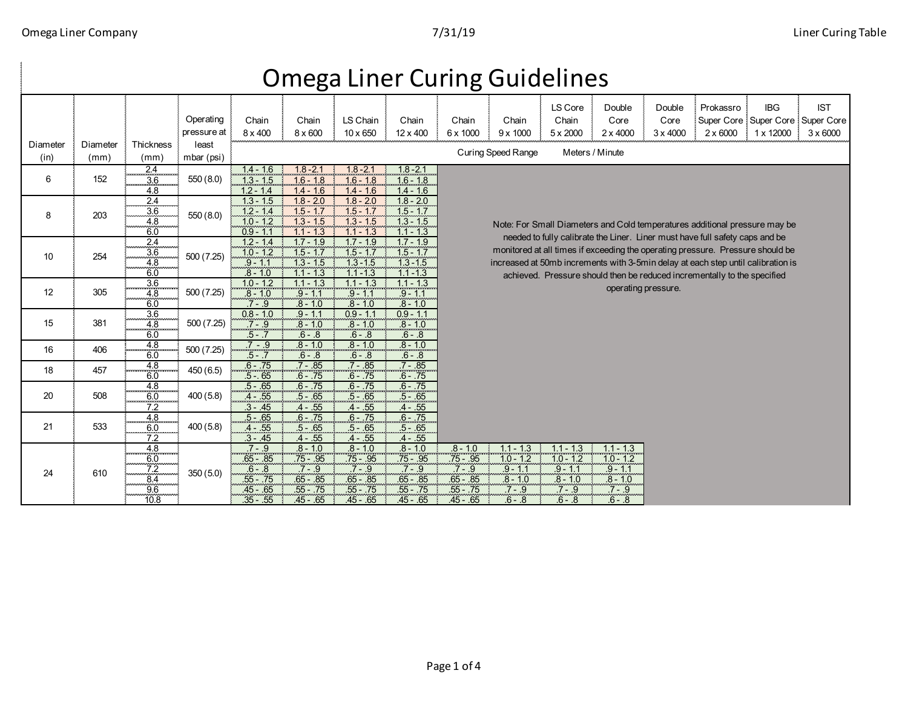# Omega Liner Curing Guidelines

| Diameter (in) | Diameter (mm) | Thickness (mm) | Operating pressure at least mbar (psi) | Chain 8 x 400 | Chain 8 x 600 | LS Chain 10 x 650 | Chain 12 x 400 | Chain 6 x 1000 | Chain 9 x 1000 | LS Core Chain 5 x 2000 | Double Core 2 x 4000 | Double Core 3 x 4000 | Prokassro Super Core 2 x 6000 | IBG Super Core 1 x 12000 | IST Super Core 3 x 6000 |
|---|---|---|---|---|---|---|---|---|---|---|---|---|---|---|---|
| | | | | Curing Speed Range Meters / Minute | | | | | | | | | | | |
| 6 | 152 | 2.4 | 550 (8.0) | 1.4 - 1.6 | 1.8 -2.1 | 1.8 - 2.1 | 1.8 -2.1 | | | | | | | | |
| | | 3.6 | | 1.3 - 1.5 | 1.6 - 1.8 | 1.6 - 1.8 | 1.6 - 1.8 | | | | | | | | |
| | | 4.8 | | 1.2 - 1.4 | 1.4 - 1.6 | 1.4 - 1.6 | 1.4 - 1.6 | | | | | | | | |
| 8 | 203 | 2.4 | 550 (8.0) | 1.3 - 1.5 | 1.8 - 2.0 | 1.8 - 2.0 | 1.8 - 2.0 | | | | | | | | |
| | | 3.6 | | 1.2 - 1.4 | 1.5 - 1.7 | 1.5 - 1.7 | 1.5 - 1.7 | | | | | | | | |
| | | 4.8 | | 1.0 - 1.2 | 1.3 - 1.5 | 1.3 - 1.5 | 1.3 - 1.5 | | | | | | | | |
| | | 6.0 | | 0.9 - 1.1 | 1.1 - 1.3 | 1.1 - 1.3 | 1.1 - 1.3 | | | | | | | | |
| 10 | 254 | 2.4 | 500 (7.25) | 1.2 - 1.4 | 1.7 - 1.9 | 1.7 - 1.9 | 1.7 - 1.9 | | | | | | | | |
| | | 3.6 | | 1.0 - 1.2 | 1.5 - 1.7 | 1.5 - 1.7 | 1.5 - 1.7 | | | | | | | | |
| | | 4.8 | | .9 - 1.1 | 1.3 - 1.5 | 1.3 -1.5 | 1.3 -1.5 | | | | | | | | |
| | | 6.0 | | .8 - 1.0 | 1.1 - 1.3 | 1.1 -1.3 | 1.1 -1.3 | | | | | | | | |
| 12 | 305 | 3.6 | 500 (7.25) | 1.0 - 1.2 | 1.1 - 1.3 | 1.1 - 1.3 | 1.1 - 1.3 | | | | | | | | |
| | | 4.8 | | .8 - 1.0 | .9 - 1.1 | .9 - 1.1 | .9 - 1.1 | | | | | | | | |
| | | 6.0 | | .7 - .9 | .8 - 1.0 | .8 - 1.0 | .8 - 1.0 | | | | | | | | |
| 15 | 381 | 3.6 | 500 (7.25) | 0.8 - 1.0 | .9 - 1.1 | 0.9 - 1.1 | 0.9 - 1.1 | | | | | | | | |
| | | 4.8 | | .7 - .9 | .8 - 1.0 | .8 - 1.0 | .8 - 1.0 | | | | | | | | |
| | | 6.0 | | .5 - .7 | .6 - .8 | .6 - .8 | .6 - .8 | | | | | | | | |
| 16 | 406 | 4.8 | 500 (7.25) | .7 - .9 | .8 - 1.0 | .8 - 1.0 | .8 - 1.0 | | | | | | | | |
| | | 6.0 | | .5 - .7 | .6 - .8 | .6 - .8 | .6 - .8 | | | | | | | | |
| 18 | 457 | 4.8 | 450 (6.5) | .6 - .75 | .7 - .85 | .7 - .85 | .7 - .85 | | | | | | | | |
| | | 6.0 | | .5 -. 65 | .6 - .75 | .6 - .75 | .6 - .75 | | | | | | | | |
| 20 | 508 | 4.8 | 400 (5.8) | .5 - .65 | .6 - .75 | .6 - .75 | .6 - .75 | | | | | | | | |
| | | 6.0 | | .4 - .55 | .5 - .65 | .5 - .65 | .5 - .65 | | | | | | | | |
| | | 7.2 | | .3 - .45 | .4 - .55 | .4 - .55 | .4 - .55 | | | | | | | | |
| 21 | 533 | 4.8 | 400 (5.8) | .5 - .65 | .6 - .75 | .6 - .75 | .6 - .75 | | | | | | | | |
| | | 6.0 | | .4 - .55 | .5 - .65 | .5 - .65 | .5 - .65 | | | | | | | | |
| | | 7.2 | | .3 - .45 | .4 - .55 | .4 - .55 | .4 - .55 | | | | | | | | |
| 24 | 610 | 4.8 | 350 (5.0) | .7 - .9 | .8 - 1.0 | .8 - 1.0 | .8 - 1.0 | .8 - 1.0 | 1.1 - 1.3 | 1.1 - 1.3 | 1.1 - 1.3 | | | | |
| | | 6.0 | | .65 - .85 | .75 - .95 | .75 - .95 | .75 - .95 | .75 - .95 | 1.0 - 1.2 | 1.0 - 1.2 | 1.0 - 1.2 | | | | |
| | | 7.2 | | .6 - .8 | .7 - .9 | .7 - .9 | .7 - .9 | .7 - .9 | .9 - 1.1 | .9 - 1.1 | .9 - 1.1 | | | | |
| | | 8.4 | | .55 - .75 | .65 - .85 | .65 - .85 | .65 - .85 | .65 - .85 | .8 - 1.0 | .8 - 1.0 | .8 - 1.0 | | | | |
| | | 9.6 | | .45 - .65 | .55 - .75 | .55 - .75 | .55 - .75 | .55 - .75 | .7 - .9 | .7 - .9 | .7 - .9 | | | | |
| | | 10.8 | | .35 - .55 | .45 - .65 | .45 - .65 | .45 - .65 | .45 - .65 | .6 - .8 | .6 - .8 | .6 - .8 | | | | |

Note: For Small Diameters and Cold temperatures additional pressure may be needed to fully calibrate the Liner. Liner must have full safety caps and be monitored at all times if exceeding the operating pressure. Pressure should be increased at 50mb increments with 3-5min delay at each step until calibration is achieved. Pressure should then be reduced incrementally to the specified operating pressure.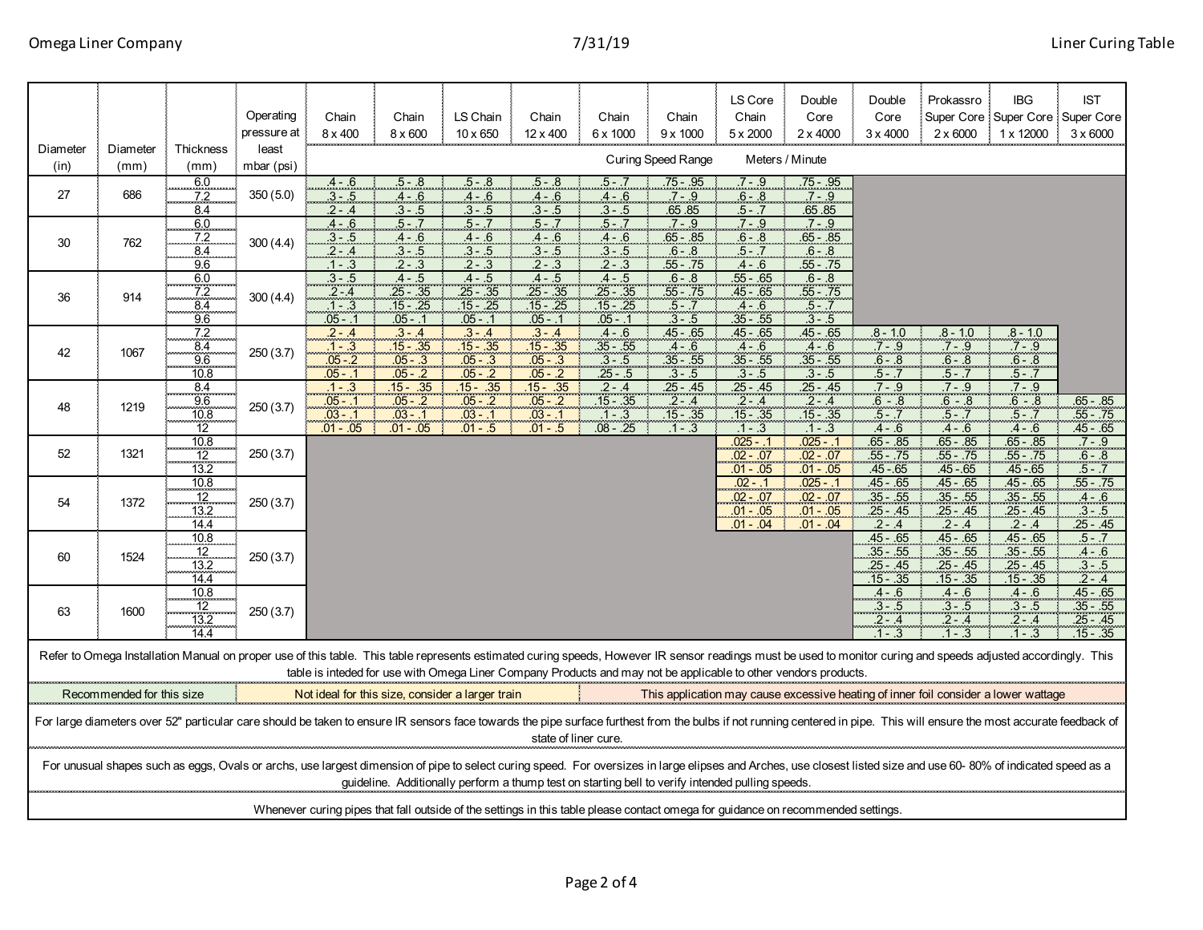| Diameter (in) | Diameter (mm) | Thickness (mm) | Operating pressure at least mbar (psi) | Chain 8 x 400 | Chain 8 x 600 | LS Chain 10 x 650 | Chain 12 x 400 | Chain 6 x 1000 | Chain 9 x 1000 | LS Core Chain 5 x 2000 | Double Core 2 x 4000 | Double Core 3 x 4000 | Prokassro Super Core 2 x 6000 | IBG Super Core 1 x 12000 | IST Super Core 3 x 6000 |
|---|---|---|---|---|---|---|---|---|---|---|---|---|---|---|---|
| | | | | Curing Speed Range | | | | | | Meters / Minute | | | | | |
| 27 | 686 | 6.0 | 350 (5.0) | .4 - .6 | .5 - .8 | .5 - .8 | .5 - .8 | .5 - .7 | .75 - .95 | .7 - .9 | .75 - .95 | | | | |
| | | 7.2 | | .3 - .5 | .4 - .6 | .4 - .6 | .4 - .6 | .4 - .6 | .7 - .9 | .6 - .8 | .7 - .9 | | | | |
| | | 8.4 | | .2 - .4 | .3 - .5 | .3 - .5 | .3 - .5 | .3 - .5 | .65 .85 | .5 - .7 | .65 .85 | | | | |
| 30 | 762 | 6.0 | 300 (4.4) | .4 - .6 | .5 - .7 | .5 - .7 | .5 - .7 | .5 - .7 | .7 - .9 | .7 - .9 | .7 - .9 | | | | |
| | | 7.2 | | .3 - .5 | .4 - .6 | .4 - .6 | .4 - .6 | .4 - .6 | .65 - .85 | .6 - .8 | .65 - .85 | | | | |
| | | 8.4 | | .2 - .4 | .3 - .5 | .3 - .5 | .3 - .5 | .3 - .5 | .6 - .8 | .5 - .7 | .6 - .8 | | | | |
| | | 9.6 | | .1 - .3 | .2 - .3 | .2 - .3 | .2 - .3 | .2 - .3 | .55 - .75 | .4 - .6 | .55 - .75 | | | | |
| 36 | 914 | 6.0 | 300 (4.4) | .3 - .5 | .4 - .5 | .4 - .5 | .4 - .5 | .4 - .5 | .6 - .8 | .55 - .65 | .6 - .8 | | | | |
| | | 7.2 | | .2 - .4 | .25 - .35 | .25 - .35 | .25 - .35 | .25 - .35 | .55 - .75 | .45 - .65 | .55 - .75 | | | | |
| | | 8.4 | | .1 - .3 | .15 - .25 | .15 - .25 | .15 - .25 | .15 - .25 | .5 - .7 | .4 - .6 | .5 - .7 | | | | |
| | | 9.6 | | .05 - .1 | .05 - .1 | .05 - .1 | .05 - .1 | .05 - .1 | .3 - .5 | .35 - .55 | .3 - .5 | | | | |
| 42 | 1067 | 7.2 | 250 (3.7) | .2 - .4 | .3 - .4 | .3 - .4 | .3 - .4 | .4 - .6 | .45 - .65 | .45 - .65 | .45 - .65 | .8 - 1.0 | .8 - 1.0 | .8 - 1.0 | |
| | | 8.4 | | .1 - .3 | .15 - .35 | .15 - .35 | .15 - .35 | .35 - .55 | .4 - .6 | .4 - .6 | .4 - .6 | .7 - .9 | .7 - .9 | .7 - .9 | |
| | | 9.6 | | .05 - .2 | .05 - .3 | .05 - .3 | .05 - .3 | .3 - .5 | .35 - .55 | .35 - .55 | .35 - .55 | .6 - .8 | .6 - .8 | .6 - .8 | |
| | | 10.8 | | .05 - .1 | .05 - .2 | .05 - .2 | .05 - .2 | .25 - .5 | .3 - .5 | .3 - .5 | .3 - .5 | .5 - .7 | .5 - .7 | .5 - .7 | |
| 48 | 1219 | 8.4 | 250 (3.7) | .1 - .3 | .15 - .35 | .15 - .35 | .15 - .35 | .2 - .4 | .25 - .45 | .25 - .45 | .25 - .45 | .7 - .9 | .7 - .9 | .7 - .9 | |
| | | 9.6 | | .05 - .1 | .05 - .2 | .05 - .2 | .05 - .2 | .15 - .35 | .2 - .4 | .2 - .4 | .2 - .4 | .6 - .8 | .6 - .8 | .6 - .8 | .65 - .85 |
| | | 10.8 | | .03 - .1 | .03 - .1 | .03 - .1 | .03 - .1 | .1 - .3 | .15 - .35 | .15 - .35 | .15 - .35 | .5 - .7 | .5 - .7 | .5 - .7 | .55 - .75 |
| | | 12 | | .01 - .05 | .01 - .05 | .01 - .5 | .01 - .5 | .08 - .25 | .1 - .3 | .1 - .3 | .1 - .3 | .4 - .6 | .4 - .6 | .4 - .6 | .45 - .65 |
| 52 | 1321 | 10.8 | 250 (3.7) | | | | | | | .025 - .1 | .025 - .1 | .65 - .85 | .65 - .85 | .65 - .85 | .7 - .9 |
| | | 12 | | | | | | | | .02 - .07 | .02 - .07 | .55 - .75 | .55 - .75 | .55 - .75 | .6 - .8 |
| | | 13.2 | | | | | | | | .01 - .05 | .01 - .05 | .45 - .65 | .45 -.65 | .45 -.65 | .5 - .7 |
| 54 | 1372 | 10.8 | 250 (3.7) | | | | | | | .02 - .1 | .025 - .1 | .45 - .65 | .45 - .65 | .45 - .65 | .55 - .75 |
| | | 12 | | | | | | | | .02 - .07 | .02 - .07 | .35 - .55 | .35 - .55 | .35 - .55 | .4 - .6 |
| | | 13.2 | | | | | | | | .01 - .05 | .01 - .05 | .25 - .45 | .25 - .45 | .25 - .45 | .3 - .5 |
| | | 14.4 | | | | | | | | .01 - .04 | .01 - .04 | .2 - .4 | .2 - .4 | .2 - .4 | .25 - .45 |
| 60 | 1524 | 10.8 | 250 (3.7) | | | | | | | | | .45 - .65 | .45 - .65 | .45 - .65 | .5 - .7 |
| | | 12 | | | | | | | | | | .35 - .55 | .35 - .55 | .35 - .55 | .4 - .6 |
| | | 13.2 | | | | | | | | | | .25 - .45 | .25 - .45 | .25 - .45 | .3 - .5 |
| | | 14.4 | | | | | | | | | | .15 - .35 | .15 - .35 | .15 - .35 | .2 - .4 |
| 63 | 1600 | 10.8 | 250 (3.7) | | | | | | | | | .4 - .6 | .4 - .6 | .4 - .6 | .45 - .65 |
| | | 12 | | | | | | | | | | .3 - .5 | .3 - .5 | .3 - .5 | .35 - .55 |
| | | 13.2 | | | | | | | | | | .2 - .4 | .2 - .4 | .2 - .4 | .25 - .45 |
| | | 14.4 | | | | | | | | | | .1 - .3 | .1 - .3 | .1 - .3 | .15 - .35 |

Refer to Omega Installation Manual on proper use of this table. This table represents estimated curing speeds, However IR sensor readings must be used to monitor curing and speeds adjusted accordingly. This table is inteded for use with Omega Liner Company Products and may not be applicable to other vendors products.

| Recommended for this size | Not ideal for this size, consider a larger train | This application may cause excessive heating of inner foil consider a lower wattage |
|---|---|---|

For large diameters over 52" particular care should be taken to ensure IR sensors face towards the pipe surface furthest from the bulbs if not running centered in pipe. This will ensure the most accurate feedback of state of liner cure.

For unusual shapes such as eggs, Ovals or archs, use largest dimension of pipe to select curing speed. For oversizes in large elipses and Arches, use closest listed size and use 60- 80% of indicated speed as a guideline. Additionally perform a thump test on starting bell to verify intended pulling speeds.

Whenever curing pipes that fall outside of the settings in this table please contact omega for guidance on recommended settings.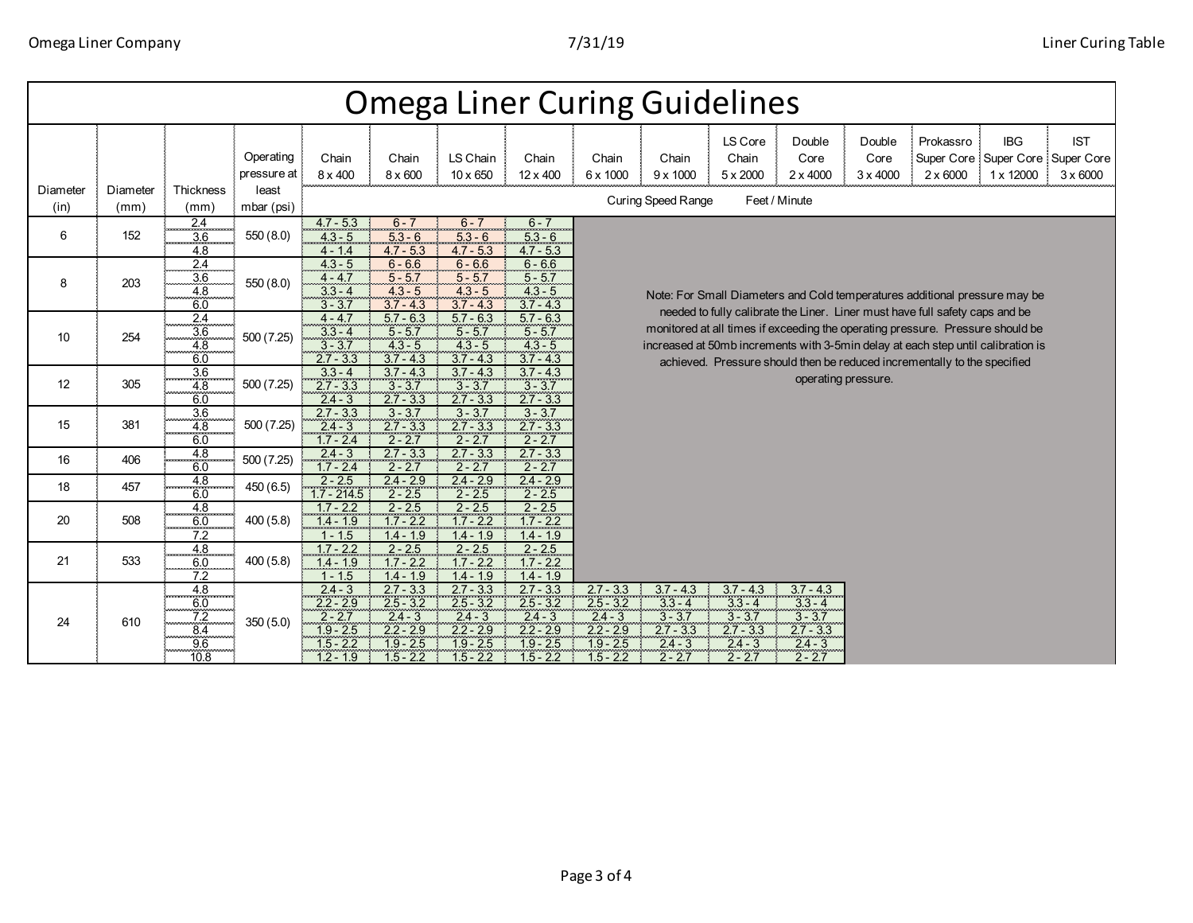# Omega Liner Curing Guidelines

| Diameter (in) | Diameter (mm) | Thickness (mm) | Operating pressure at least mbar (psi) | Chain 8 x 400 | Chain 8 x 600 | LS Chain 10 x 650 | Chain 12 x 400 | Chain 6 x 1000 | Chain 9 x 1000 | LS Core Chain 5 x 2000 | Double Core 2 x 4000 | Double Core 3 x 4000 | Prokassro Super Core 2 x 6000 | IBG Super Core 1 x 12000 | IST Super Core 3 x 6000 |
|---|---|---|---|---|---|---|---|---|---|---|---|---|---|---|---|
| | | | | Curing Speed Range Feet / Minute | | | | | | | | | | | |
| 6 | 152 | 2.4 | 550 (8.0) | 4.7 - 5.3 | 6 - 7 | 6 - 7 | 6 - 7 | | | | | | | | |
| | | 3.6 | | 4.3 - 5 | 5.3 - 6 | 5.3 - 6 | 5.3 - 6 | | | | | | | | |
| | | 4.8 | | 4 - 1.4 | 4.7 - 5.3 | 4.7 - 5.3 | 4.7 - 5.3 | | | | | | | | |
| 8 | 203 | 2.4 | 550 (8.0) | 4.3 - 5 | 6 - 6.6 | 6 - 6.6 | 6 - 6.6 | | | | | | | | |
| | | 3.6 | | 4 - 4.7 | 5 - 5.7 | 5 - 5.7 | 5 - 5.7 | | | | | | | | |
| | | 4.8 | | 3.3 - 4 | 4.3 - 5 | 4.3 - 5 | 4.3 - 5 | | | | | | | | |
| | | 6.0 | | 3 - 3.7 | 3.7 - 4.3 | 3.7 - 4.3 | 3.7 - 4.3 | | | | | | | | |
| 10 | 254 | 2.4 | 500 (7.25) | 4 - 4.7 | 5.7 - 6.3 | 5.7 - 6.3 | 5.7 - 6.3 | | | | | | | | |
| | | 3.6 | | 3.3 - 4 | 5 - 5.7 | 5 - 5.7 | 5 - 5.7 | | | | | | | | |
| | | 4.8 | | 3 - 3.7 | 4.3 - 5 | 4.3 - 5 | 4.3 - 5 | | | | | | | | |
| | | 6.0 | | 2.7 - 3.3 | 3.7 - 4.3 | 3.7 - 4.3 | 3.7 - 4.3 | | | | | | | | |
| 12 | 305 | 3.6 | 500 (7.25) | 3.3 - 4 | 3.7 - 4.3 | 3.7 - 4.3 | 3.7 - 4.3 | | | | | | | | |
| | | 4.8 | | 2.7 - 3.3 | 3 - 3.7 | 3 - 3.7 | 3 - 3.7 | | | | | | | | |
| | | 6.0 | | 2.4 - 3 | 2.7 - 3.3 | 2.7 - 3.3 | 2.7 - 3.3 | | | | | | | | |
| 15 | 381 | 3.6 | 500 (7.25) | 2.7 - 3.3 | 3 - 3.7 | 3 - 3.7 | 3 - 3.7 | | | | | | | | |
| | | 4.8 | | 2.4 - 3 | 2.7 - 3.3 | 2.7 - 3.3 | 2.7 - 3.3 | | | | | | | | |
| | | 6.0 | | 1.7 - 2.4 | 2 - 2.7 | 2 - 2.7 | 2 - 2.7 | | | | | | | | |
| 16 | 406 | 4.8 | 500 (7.25) | 2.4 - 3 | 2.7 - 3.3 | 2.7 - 3.3 | 2.7 - 3.3 | | | | | | | | |
| | | 6.0 | | 1.7 - 2.4 | 2 - 2.7 | 2 - 2.7 | 2 - 2.7 | | | | | | | | |
| 18 | 457 | 4.8 | 450 (6.5) | 2 - 2.5 | 2.4 - 2.9 | 2.4 - 2.9 | 2.4 - 2.9 | | | | | | | | |
| | | 6.0 | | 1.7 - 214.5 | 2 - 2.5 | 2 - 2.5 | 2 - 2.5 | | | | | | | | |
| 20 | 508 | 4.8 | 400 (5.8) | 1.7 - 2.2 | 2 - 2.5 | 2 - 2.5 | 2 - 2.5 | | | | | | | | |
| | | 6.0 | | 1.4 - 1.9 | 1.7 - 2.2 | 1.7 - 2.2 | 1.7 - 2.2 | | | | | | | | |
| | | 7.2 | | 1 - 1.5 | 1.4 - 1.9 | 1.4 - 1.9 | 1.4 - 1.9 | | | | | | | | |
| 21 | 533 | 4.8 | 400 (5.8) | 1.7 - 2.2 | 2 - 2.5 | 2 - 2.5 | 2 - 2.5 | | | | | | | | |
| | | 6.0 | | 1.4 - 1.9 | 1.7 - 2.2 | 1.7 - 2.2 | 1.7 - 2.2 | | | | | | | | |
| | | 7.2 | | 1 - 1.5 | 1.4 - 1.9 | 1.4 - 1.9 | 1.4 - 1.9 | | | | | | | | |
| 24 | 610 | 4.8 | 350 (5.0) | 2.4 - 3 | 2.7 - 3.3 | 2.7 - 3.3 | 2.7 - 3.3 | 2.7 - 3.3 | 3.7 - 4.3 | 3.7 - 4.3 | 3.7 - 4.3 | | | | |
| | | 6.0 | | 2.2 - 2.9 | 2.5 - 3.2 | 2.5 - 3.2 | 2.5 - 3.2 | 2.5 - 3.2 | 3.3 - 4 | 3.3 - 4 | 3.3 - 4 | | | | |
| | | 7.2 | | 2 - 2.7 | 2.4 - 3 | 2.4 - 3 | 2.4 - 3 | 2.4 - 3 | 3 - 3.7 | 3 - 3.7 | 3 - 3.7 | | | | |
| | | 8.4 | | 1.9 - 2.5 | 2.2 - 2.9 | 2.2 - 2.9 | 2.2 - 2.9 | 2.2 - 2.9 | 2.7 - 3.3 | 2.7 - 3.3 | 2.7 - 3.3 | | | | |
| | | 9.6 | | 1.5 - 2.2 | 1.9 - 2.5 | 1.9 - 2.5 | 1.9 - 2.5 | 1.9 - 2.5 | 2.4 - 3 | 2.4 - 3 | 2.4 - 3 | | | | |
| | | 10.8 | | 1.2 - 1.9 | 1.5 - 2.2 | 1.5 - 2.2 | 1.5 - 2.2 | 1.5 - 2.2 | 2 - 2.7 | 2 - 2.7 | 2 - 2.7 | | | | |

Note: For Small Diameters and Cold temperatures additional pressure may be needed to fully calibrate the Liner. Liner must have full safety caps and be monitored at all times if exceeding the operating pressure. Pressure should be increased at 50mb increments with 3-5min delay at each step until calibration is achieved. Pressure should then be reduced incrementally to the specified operating pressure.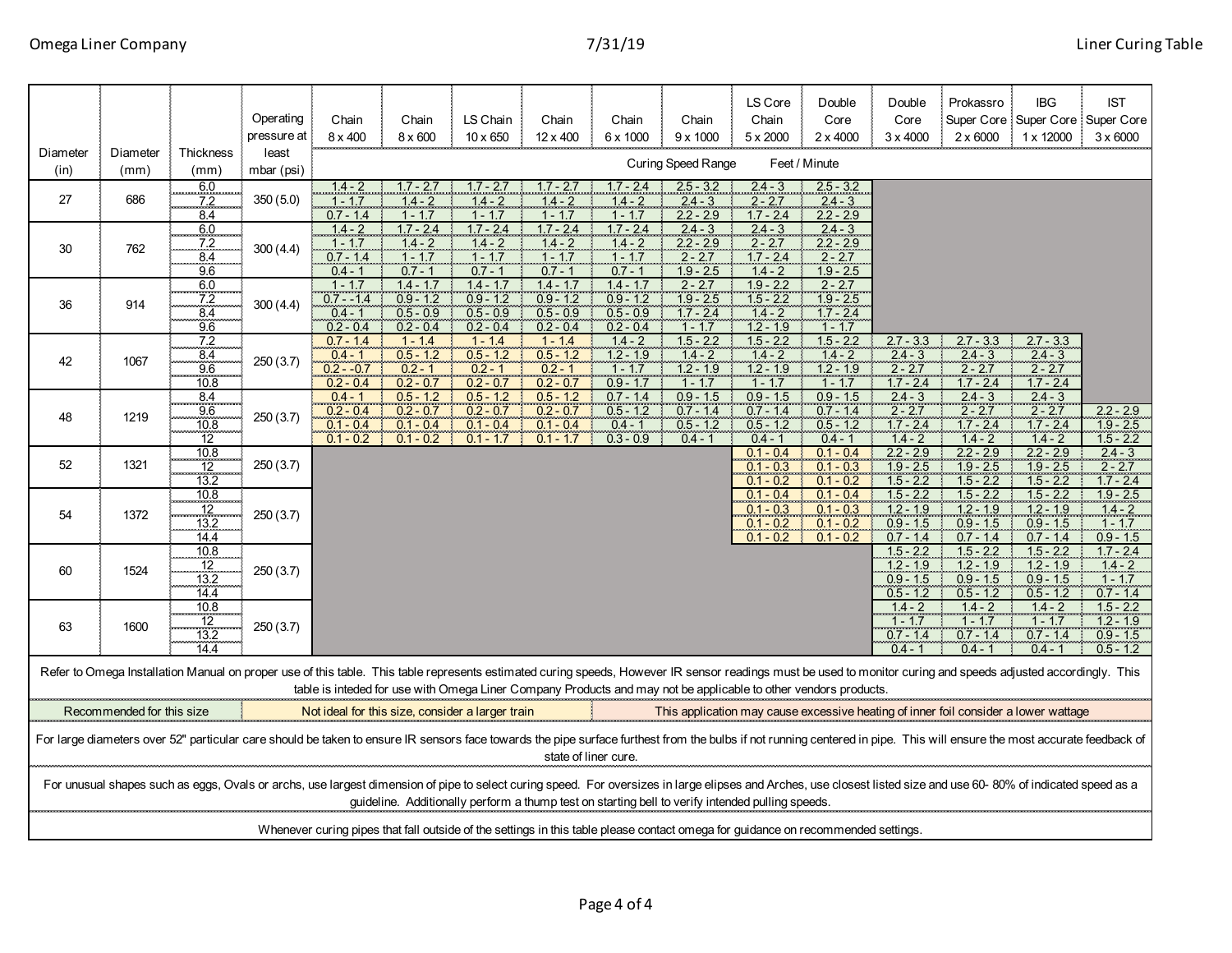| Diameter (in) | Diameter (mm) | Thickness (mm) | Operating pressure at least mbar (psi) | Chain 8 x 400 | Chain 8 x 600 | LS Chain 10 x 650 | Chain 12 x 400 | Chain 6 x 1000 | Chain 9 x 1000 | LS Core Chain 5 x 2000 | Double Core 2 x 4000 | Double Core 3 x 4000 | Prokassro Super Core 2 x 6000 | IBG Super Core 1 x 12000 | IST Super Core 3 x 6000 |
|---|---|---|---|---|---|---|---|---|---|---|---|---|---|---|---|
| | | | | Curing Speed Range Feet / Minute | | | | | | | | | | | |
| 27 | 686 | 6.0 | 350 (5.0) | 1.4 - 2 | 1.7 - 2.7 | 1.7 - 2.7 | 1.7 - 2.7 | 1.7 - 2.4 | 2.5 - 3.2 | 2.4 - 3 | 2.5 - 3.2 | | | | |
| | | 7.2 | | 1 - 1.7 | 1.4 - 2 | 1.4 - 2 | 1.4 - 2 | 1.4 - 2 | 2.4 - 3 | 2 - 2.7 | 2.4 - 3 | | | | |
| | | 8.4 | | 0.7 - 1.4 | 1 - 1.7 | 1 - 1.7 | 1 - 1.7 | 1 - 1.7 | 2.2 - 2.9 | 1.7 - 2.4 | 2.2 - 2.9 | | | | |
| 30 | 762 | 6.0 | 300 (4.4) | 1.4 - 2 | 1.7 - 2.4 | 1.7 - 2.4 | 1.7 - 2.4 | 1.7 - 2.4 | 2.4 - 3 | 2.4 - 3 | 2.4 - 3 | | | | |
| | | 7.2 | | 1 - 1.7 | 1.4 - 2 | 1.4 - 2 | 1.4 - 2 | 1.4 - 2 | 2.2 - 2.9 | 2 - 2.7 | 2.2 - 2.9 | | | | |
| | | 8.4 | | 0.7 - 1.4 | 1 - 1.7 | 1 - 1.7 | 1 - 1.7 | 1 - 1.7 | 2 - 2.7 | 1.7 - 2.4 | 2 - 2.7 | | | | |
| | | 9.6 | | 0.4 - 1 | 0.7 - 1 | 0.7 - 1 | 0.7 - 1 | 0.7 - 1 | 1.9 - 2.5 | 1.4 - 2 | 1.9 - 2.5 | | | | |
| 36 | 914 | 6.0 | 300 (4.4) | 1 - 1.7 | 1.4 - 1.7 | 1.4 - 1.7 | 1.4 - 1.7 | 1.4 - 1.7 | 2 - 2.7 | 1.9 - 2.2 | 2 - 2.7 | | | | |
| | | 7.2 | | 0.7 - - 1.4 | 0.9 - 1.2 | 0.9 - 1.2 | 0.9 - 1.2 | 0.9 - 1.2 | 1.9 - 2.5 | 1.5 - 2.2 | 1.9 - 2.5 | | | | |
| | | 8.4 | | 0.4 - 1 | 0.5 - 0.9 | 0.5 - 0.9 | 0.5 - 0.9 | 0.5 - 0.9 | 1.7 - 2.4 | 1.4 - 2 | 1.7 - 2.4 | | | | |
| | | 9.6 | | 0.2 - 0.4 | 0.2 - 0.4 | 0.2 - 0.4 | 0.2 - 0.4 | 0.2 - 0.4 | 1 - 1.7 | 1.2 - 1.9 | 1 - 1.7 | | | | |
| 42 | 1067 | 7.2 | 250 (3.7) | 0.7 - 1.4 | 1 - 1.4 | 1 - 1.4 | 1 - 1.4 | 1.4 - 2 | 1.5 - 2.2 | 1.5 - 2.2 | 1.5 - 2.2 | 2.7 - 3.3 | 2.7 - 3.3 | 2.7 - 3.3 | |
| | | 8.4 | | 0.4 - 1 | 0.5 - 1.2 | 0.5 - 1.2 | 0.5 - 1.2 | 1.2 - 1.9 | 1.4 - 2 | 1.4 - 2 | 1.4 - 2 | 2.4 - 3 | 2.4 - 3 | 2.4 - 3 | |
| | | 9.6 | | 0.2 - -0.7 | 0.2 - 1 | 0.2 - 1 | 0.2 - 1 | 1 - 1.7 | 1.2 - 1.9 | 1.2 - 1.9 | 1.2 - 1.9 | 2 - 2.7 | 2 - 2.7 | 2 - 2.7 | |
| | | 10.8 | | 0.2 - 0.4 | 0.2 - 0.7 | 0.2 - 0.7 | 0.2 - 0.7 | 0.9 - 1.7 | 1 - 1.7 | 1 - 1.7 | 1 - 1.7 | 1.7 - 2.4 | 1.7 - 2.4 | 1.7 - 2.4 | |
| 48 | 1219 | 8.4 | 250 (3.7) | 0.4 - 1 | 0.5 - 1.2 | 0.5 - 1.2 | 0.5 - 1.2 | 0.7 - 1.4 | 0.9 - 1.5 | 0.9 - 1.5 | 0.9 - 1.5 | 2.4 - 3 | 2.4 - 3 | 2.4 - 3 | |
| | | 9.6 | | 0.2 - 0.4 | 0.2 - 0.7 | 0.2 - 0.7 | 0.2 - 0.7 | 0.5 - 1.2 | 0.7 - 1.4 | 0.7 - 1.4 | 0.7 - 1.4 | 2 - 2.7 | 2 - 2.7 | 2 - 2.7 | 2.2 - 2.9 |
| | | 10.8 | | 0.1 - 0.4 | 0.1 - 0.4 | 0.1 - 0.4 | 0.1 - 0.4 | 0.4 - 1 | 0.5 - 1.2 | 0.5 - 1.2 | 0.5 - 1.2 | 1.7 - 2.4 | 1.7 - 2.4 | 1.7 - 2.4 | 1.9 - 2.5 |
| | | 12 | | 0.1 - 0.2 | 0.1 - 0.2 | 0.1 - 1.7 | 0.1 - 1.7 | 0.3 - 0.9 | 0.4 - 1 | 0.4 - 1 | 0.4 - 1 | 1.4 - 2 | 1.4 - 2 | 1.4 - 2 | 1.5 - 2.2 |
| 52 | 1321 | 10.8 | 250 (3.7) | | | | | | | 0.1 - 0.4 | 0.1 - 0.4 | 2.2 - 2.9 | 2.2 - 2.9 | 2.2 - 2.9 | 2.4 - 3 |
| | | 12 | | | | | | | | 0.1 - 0.3 | 0.1 - 0.3 | 1.9 - 2.5 | 1.9 - 2.5 | 1.9 - 2.5 | 2 - 2.7 |
| | | 13.2 | | | | | | | | 0.1 - 0.2 | 0.1 - 0.2 | 1.5 - 2.2 | 1.5 - 2.2 | 1.5 - 2.2 | 1.7 - 2.4 |
| 54 | 1372 | 10.8 | 250 (3.7) | | | | | | | 0.1 - 0.4 | 0.1 - 0.4 | 1.5 - 2.2 | 1.5 - 2.2 | 1.5 - 2.2 | 1.9 - 2.5 |
| | | 12 | | | | | | | | 0.1 - 0.3 | 0.1 - 0.3 | 1.2 - 1.9 | 1.2 - 1.9 | 1.2 - 1.9 | 1.4 - 2 |
| | | 13.2 | | | | | | | | 0.1 - 0.2 | 0.1 - 0.2 | 0.9 - 1.5 | 0.9 - 1.5 | 0.9 - 1.5 | 1 - 1.7 |
| | | 14.4 | | | | | | | | 0.1 - 0.2 | 0.1 - 0.2 | 0.7 - 1.4 | 0.7 - 1.4 | 0.7 - 1.4 | 0.9 - 1.5 |
| 60 | 1524 | 10.8 | 250 (3.7) | | | | | | | | | 1.5 - 2.2 | 1.5 - 2.2 | 1.5 - 2.2 | 1.7 - 2.4 |
| | | 12 | | | | | | | | | | 1.2 - 1.9 | 1.2 - 1.9 | 1.2 - 1.9 | 1.4 - 2 |
| | | 13.2 | | | | | | | | | | 0.9 - 1.5 | 0.9 - 1.5 | 0.9 - 1.5 | 1 - 1.7 |
| | | 14.4 | | | | | | | | | | 0.5 - 1.2 | 0.5 - 1.2 | 0.5 - 1.2 | 0.7 - 1.4 |
| 63 | 1600 | 10.8 | 250 (3.7) | | | | | | | | | 1.4 - 2 | 1.4 - 2 | 1.4 - 2 | 1.5 - 2.2 |
| | | 12 | | | | | | | | | | 1 - 1.7 | 1 - 1.7 | 1 - 1.7 | 1.2 - 1.9 |
| | | 13.2 | | | | | | | | | | 0.7 - 1.4 | 0.7 - 1.4 | 0.7 - 1.4 | 0.9 - 1.5 |
| | | 14.4 | | | | | | | | | | 0.4 - 1 | 0.4 - 1 | 0.4 - 1 | 0.5 - 1.2 |

Refer to Omega Installation Manual on proper use of this table. This table represents estimated curing speeds, However IR sensor readings must be used to monitor curing and speeds adjusted accordingly. This table is inteded for use with Omega Liner Company Products and may not be applicable to other vendors products.

| Recommended for this size | Not ideal for this size, consider a larger train | This application may cause excessive heating of inner foil consider a lower wattage |
|---|---|---|

For large diameters over 52" particular care should be taken to ensure IR sensors face towards the pipe surface furthest from the bulbs if not running centered in pipe. This will ensure the most accurate feedback of state of liner cure.

For unusual shapes such as eggs, Ovals or archs, use largest dimension of pipe to select curing speed. For oversizes in large elipses and Arches, use closest listed size and use 60- 80% of indicated speed as a guideline. Additionally perform a thump test on starting bell to verify intended pulling speeds.

Whenever curing pipes that fall outside of the settings in this table please contact omega for guidance on recommended settings.